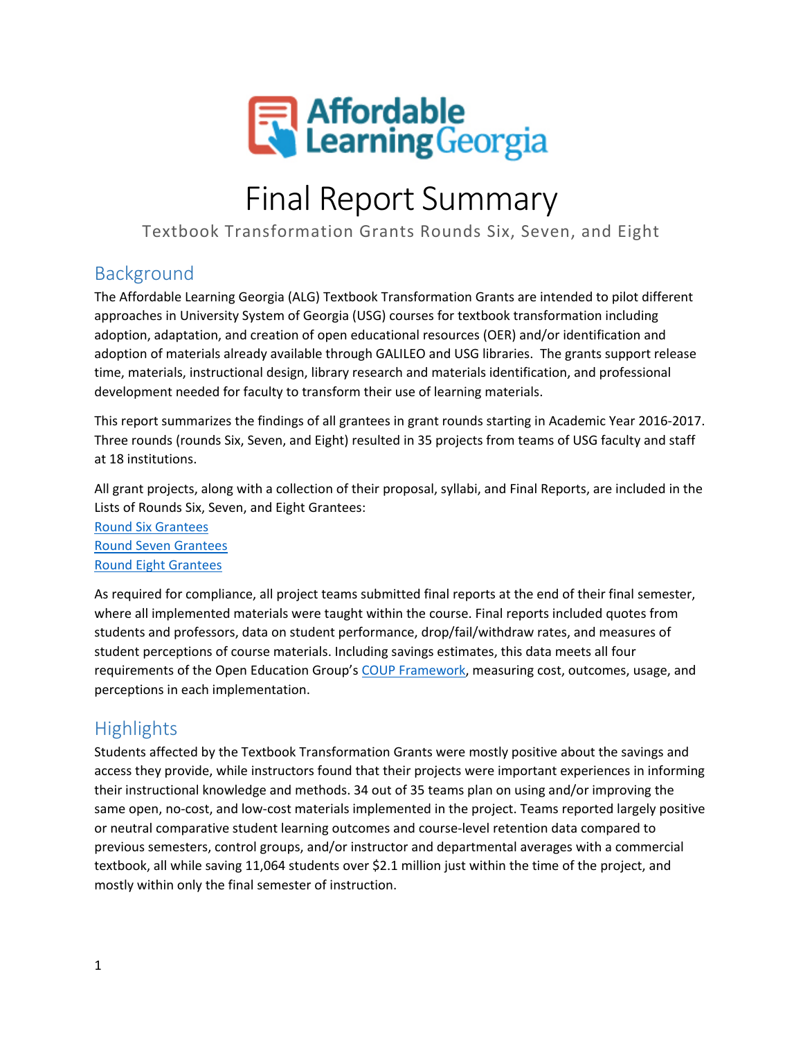# Final Report Summary

Textbook Transformation Grants Rounds Six, Seven, and Eight

## Background

The Affordable Learning Georgia (ALG) Textbook Transformation Grants are intended to pilot different approaches in University System of Georgia (USG) courses for textbook transformation including adoption, adaptation, and creation of open educational resources (OER) and/or identification and adoption of materials already available through GALILEO and USG libraries. The grants support release time, materials, instructional design, library research and materials identification, and professional development needed for faculty to transform their use of learning materials.

This report summarizes the findings of all grantees in grant rounds starting in Academic Year 2016-2017. Three rounds (rounds Six, Seven, and Eight) resulted in 35 projects from teams of USG faculty and staff at 18 institutions.

All grant projects, along with a collection of their proposal, syllabi, and Final Reports, are included in the Lists of Rounds Six, Seven, and Eight Grantees:

Round Six Grantees
Round Seven Grantees
Round Eight Grantees

As required for compliance, all project teams submitted final reports at the end of their final semester, where all implemented materials were taught within the course. Final reports included quotes from students and professors, data on student performance, drop/fail/withdraw rates, and measures of student perceptions of course materials. Including savings estimates, this data meets all four requirements of the Open Education Group's COUP Framework, measuring cost, outcomes, usage, and perceptions in each implementation.

## Highlights

Students affected by the Textbook Transformation Grants were mostly positive about the savings and access they provide, while instructors found that their projects were important experiences in informing their instructional knowledge and methods. 34 out of 35 teams plan on using and/or improving the same open, no-cost, and low-cost materials implemented in the project. Teams reported largely positive or neutral comparative student learning outcomes and course-level retention data compared to previous semesters, control groups, and/or instructor and departmental averages with a commercial textbook, all while saving 11,064 students over $2.1 million just within the time of the project, and mostly within only the final semester of instruction.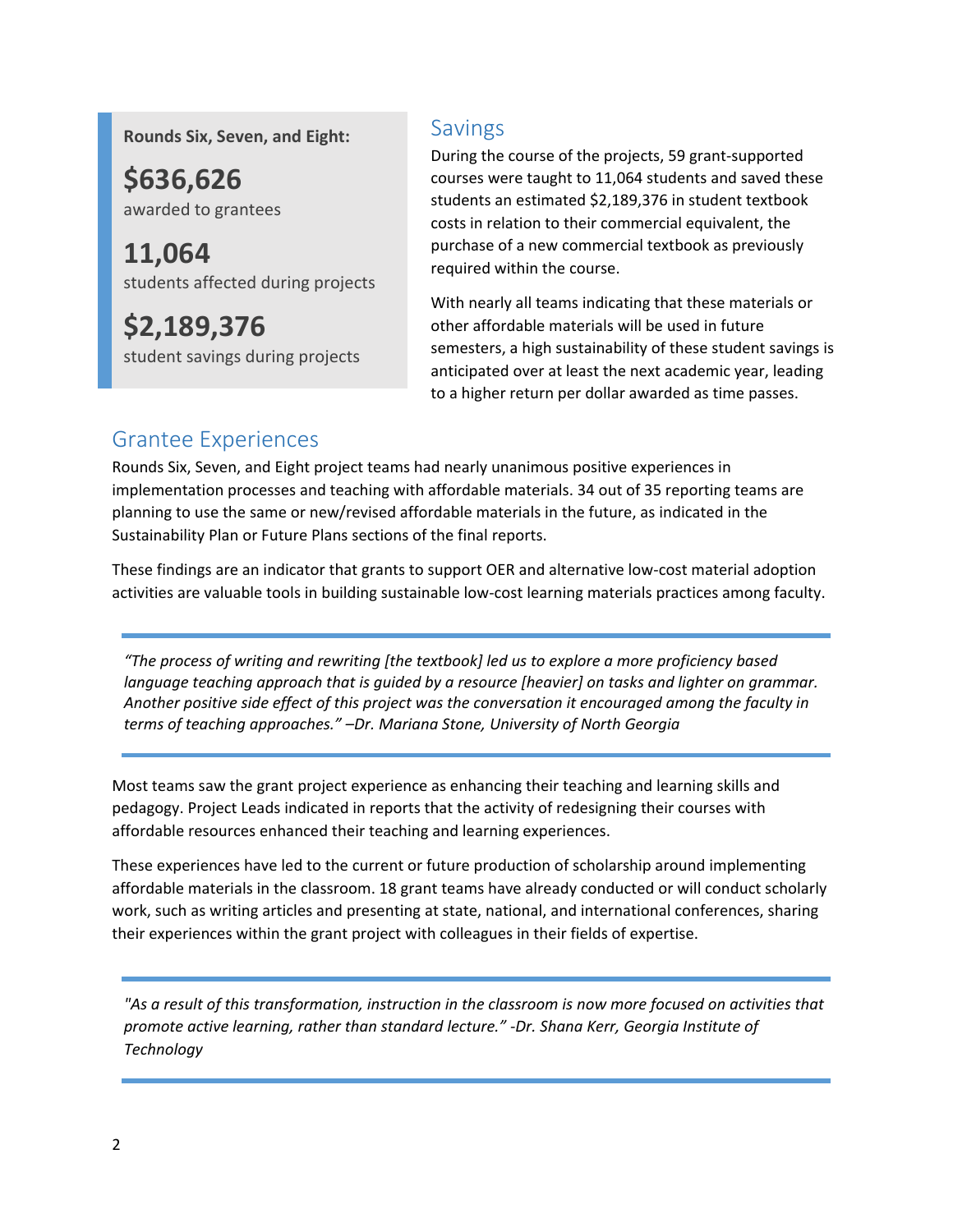**Rounds Six, Seven, and Eight:**

**$636,626**
awarded to grantees

**11,064**
students affected during projects

**$2,189,376**
student savings during projects

## Savings

During the course of the projects, 59 grant-supported courses were taught to 11,064 students and saved these students an estimated $2,189,376 in student textbook costs in relation to their commercial equivalent, the purchase of a new commercial textbook as previously required within the course.

With nearly all teams indicating that these materials or other affordable materials will be used in future semesters, a high sustainability of these student savings is anticipated over at least the next academic year, leading to a higher return per dollar awarded as time passes.

## Grantee Experiences

Rounds Six, Seven, and Eight project teams had nearly unanimous positive experiences in implementation processes and teaching with affordable materials. 34 out of 35 reporting teams are planning to use the same or new/revised affordable materials in the future, as indicated in the Sustainability Plan or Future Plans sections of the final reports.

These findings are an indicator that grants to support OER and alternative low-cost material adoption activities are valuable tools in building sustainable low-cost learning materials practices among faculty.

> *"The process of writing and rewriting [the textbook] led us to explore a more proficiency based language teaching approach that is guided by a resource [heavier] on tasks and lighter on grammar. Another positive side effect of this project was the conversation it encouraged among the faculty in terms of teaching approaches." –Dr. Mariana Stone, University of North Georgia*

Most teams saw the grant project experience as enhancing their teaching and learning skills and pedagogy. Project Leads indicated in reports that the activity of redesigning their courses with affordable resources enhanced their teaching and learning experiences.

These experiences have led to the current or future production of scholarship around implementing affordable materials in the classroom. 18 grant teams have already conducted or will conduct scholarly work, such as writing articles and presenting at state, national, and international conferences, sharing their experiences within the grant project with colleagues in their fields of expertise.

> *"As a result of this transformation, instruction in the classroom is now more focused on activities that promote active learning, rather than standard lecture." -Dr. Shana Kerr, Georgia Institute of Technology*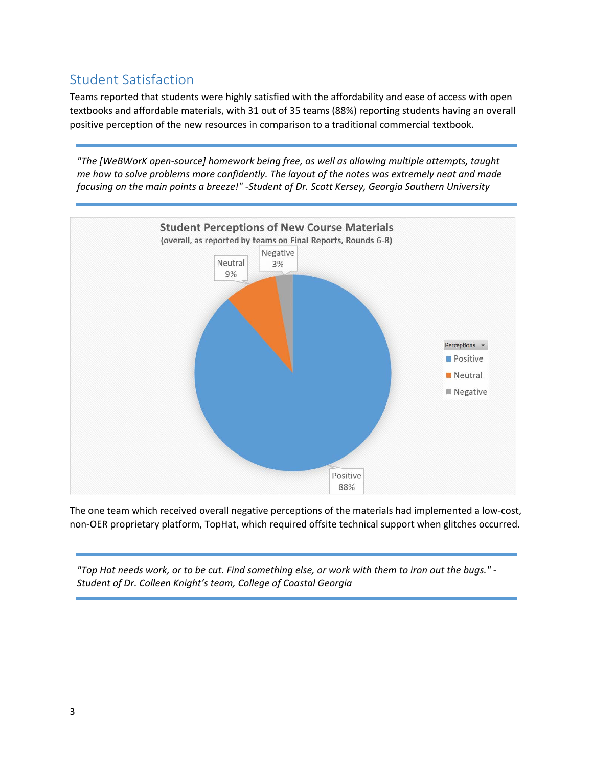## Student Satisfaction

Teams reported that students were highly satisfied with the affordability and ease of access with open textbooks and affordable materials, with 31 out of 35 teams (88%) reporting students having an overall positive perception of the new resources in comparison to a traditional commercial textbook.

---

*"The [WeBWorK open-source] homework being free, as well as allowing multiple attempts, taught me how to solve problems more confidently. The layout of the notes was extremely neat and made focusing on the main points a breeze!" -Student of Dr. Scott Kersey, Georgia Southern University*

---

**Student Perceptions of New Course Materials**
**(overall, as reported by teams on Final Reports, Rounds 6-8)**

| Perceptions | Percentage |
|---|---|
| Positive | 88% |
| Neutral | 9% |
| Negative | 3% |

The one team which received overall negative perceptions of the materials had implemented a low-cost, non-OER proprietary platform, TopHat, which required offsite technical support when glitches occurred.

---

*"Top Hat needs work, or to be cut. Find something else, or work with them to iron out the bugs." - Student of Dr. Colleen Knight's team, College of Coastal Georgia*

---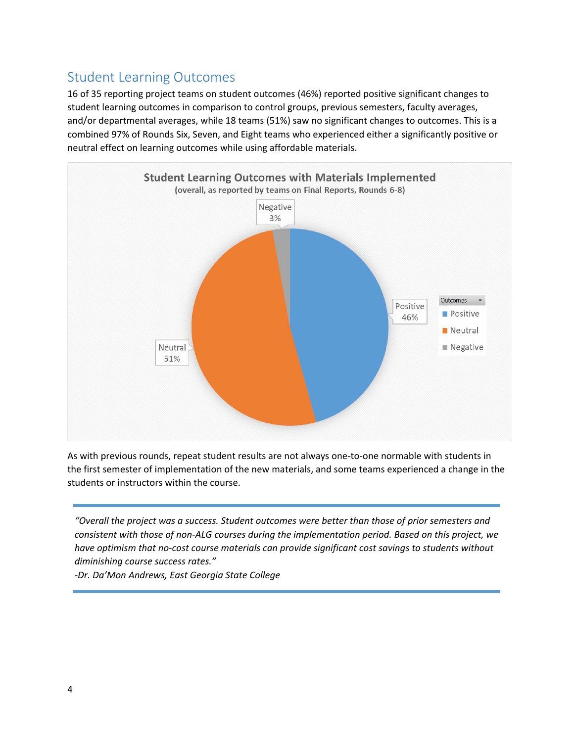## Student Learning Outcomes

16 of 35 reporting project teams on student outcomes (46%) reported positive significant changes to student learning outcomes in comparison to control groups, previous semesters, faculty averages, and/or departmental averages, while 18 teams (51%) saw no significant changes to outcomes. This is a combined 97% of Rounds Six, Seven, and Eight teams who experienced either a significantly positive or neutral effect on learning outcomes while using affordable materials.

**Student Learning Outcomes with Materials Implemented**
(overall, as reported by teams on Final Reports, Rounds 6-8)

| Outcomes | Percentage |
| --- | --- |
| Positive | 46% |
| Neutral | 51% |
| Negative | 3% |

As with previous rounds, repeat student results are not always one-to-one normable with students in the first semester of implementation of the new materials, and some teams experienced a change in the students or instructors within the course.

> *"Overall the project was a success. Student outcomes were better than those of prior semesters and consistent with those of non-ALG courses during the implementation period. Based on this project, we have optimism that no-cost course materials can provide significant cost savings to students without diminishing course success rates."*
>
> *-Dr. Da'Mon Andrews, East Georgia State College*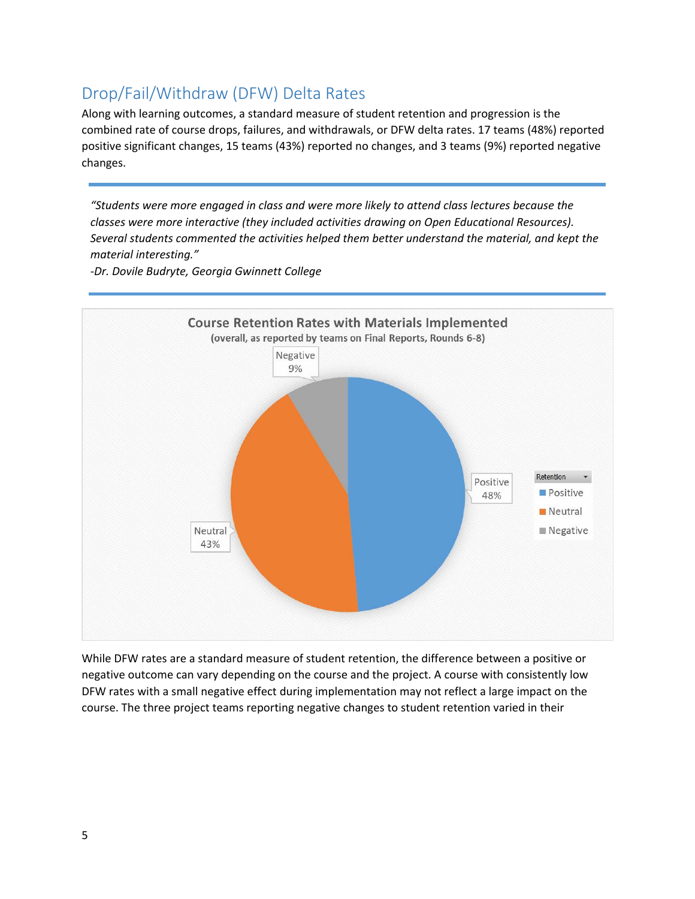## Drop/Fail/Withdraw (DFW) Delta Rates

Along with learning outcomes, a standard measure of student retention and progression is the combined rate of course drops, failures, and withdrawals, or DFW delta rates. 17 teams (48%) reported positive significant changes, 15 teams (43%) reported no changes, and 3 teams (9%) reported negative changes.

---

*"Students were more engaged in class and were more likely to attend class lectures because the classes were more interactive (they included activities drawing on Open Educational Resources). Several students commented the activities helped them better understand the material, and kept the material interesting."*
*-Dr. Dovile Budryte, Georgia Gwinnett College*

---

**Course Retention Rates with Materials Implemented**
**(overall, as reported by teams on Final Reports, Rounds 6-8)**

| Retention | Percentage |
| --- | --- |
| Positive | 48% |
| Neutral | 43% |
| Negative | 9% |

While DFW rates are a standard measure of student retention, the difference between a positive or negative outcome can vary depending on the course and the project. A course with consistently low DFW rates with a small negative effect during implementation may not reflect a large impact on the course. The three project teams reporting negative changes to student retention varied in their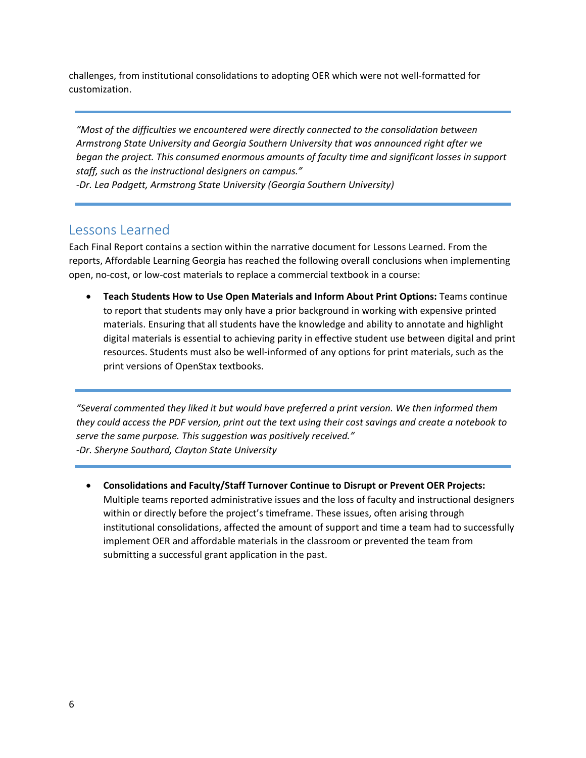challenges, from institutional consolidations to adopting OER which were not well-formatted for customization.

---

*"Most of the difficulties we encountered were directly connected to the consolidation between Armstrong State University and Georgia Southern University that was announced right after we began the project. This consumed enormous amounts of faculty time and significant losses in support staff, such as the instructional designers on campus."*
*-Dr. Lea Padgett, Armstrong State University (Georgia Southern University)*

---

## Lessons Learned

Each Final Report contains a section within the narrative document for Lessons Learned. From the reports, Affordable Learning Georgia has reached the following overall conclusions when implementing open, no-cost, or low-cost materials to replace a commercial textbook in a course:

- **Teach Students How to Use Open Materials and Inform About Print Options:** Teams continue to report that students may only have a prior background in working with expensive printed materials. Ensuring that all students have the knowledge and ability to annotate and highlight digital materials is essential to achieving parity in effective student use between digital and print resources. Students must also be well-informed of any options for print materials, such as the print versions of OpenStax textbooks.

---

*"Several commented they liked it but would have preferred a print version. We then informed them they could access the PDF version, print out the text using their cost savings and create a notebook to serve the same purpose. This suggestion was positively received."*
*-Dr. Sheryne Southard, Clayton State University*

---

- **Consolidations and Faculty/Staff Turnover Continue to Disrupt or Prevent OER Projects:** Multiple teams reported administrative issues and the loss of faculty and instructional designers within or directly before the project's timeframe. These issues, often arising through institutional consolidations, affected the amount of support and time a team had to successfully implement OER and affordable materials in the classroom or prevented the team from submitting a successful grant application in the past.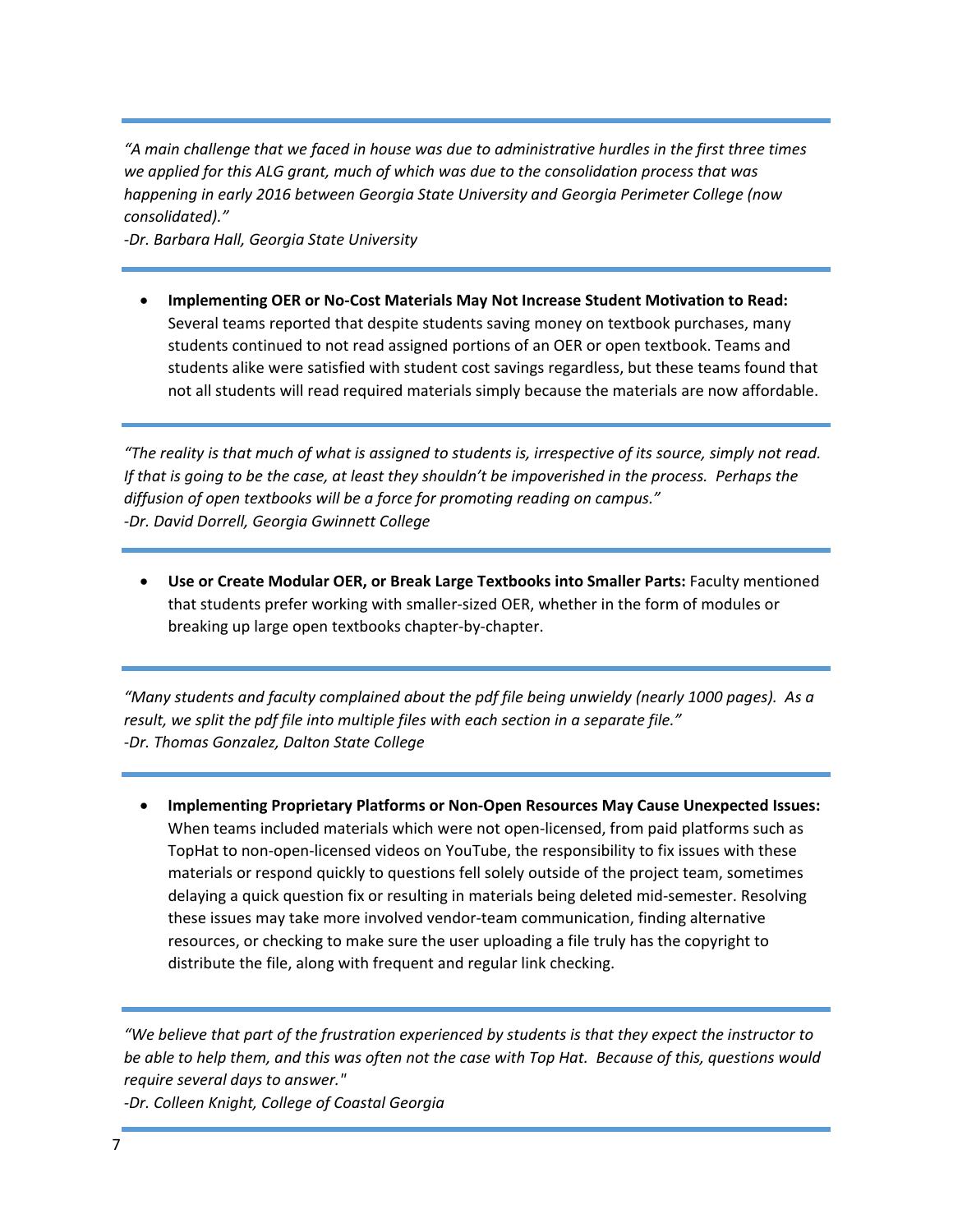*"A main challenge that we faced in house was due to administrative hurdles in the first three times we applied for this ALG grant, much of which was due to the consolidation process that was happening in early 2016 between Georgia State University and Georgia Perimeter College (now consolidated)."*

*-Dr. Barbara Hall, Georgia State University*

- **Implementing OER or No-Cost Materials May Not Increase Student Motivation to Read:** Several teams reported that despite students saving money on textbook purchases, many students continued to not read assigned portions of an OER or open textbook. Teams and students alike were satisfied with student cost savings regardless, but these teams found that not all students will read required materials simply because the materials are now affordable.

*"The reality is that much of what is assigned to students is, irrespective of its source, simply not read. If that is going to be the case, at least they shouldn't be impoverished in the process. Perhaps the diffusion of open textbooks will be a force for promoting reading on campus."*

*-Dr. David Dorrell, Georgia Gwinnett College*

- **Use or Create Modular OER, or Break Large Textbooks into Smaller Parts:** Faculty mentioned that students prefer working with smaller-sized OER, whether in the form of modules or breaking up large open textbooks chapter-by-chapter.

*"Many students and faculty complained about the pdf file being unwieldy (nearly 1000 pages). As a result, we split the pdf file into multiple files with each section in a separate file."*

*-Dr. Thomas Gonzalez, Dalton State College*

- **Implementing Proprietary Platforms or Non-Open Resources May Cause Unexpected Issues:** When teams included materials which were not open-licensed, from paid platforms such as TopHat to non-open-licensed videos on YouTube, the responsibility to fix issues with these materials or respond quickly to questions fell solely outside of the project team, sometimes delaying a quick question fix or resulting in materials being deleted mid-semester. Resolving these issues may take more involved vendor-team communication, finding alternative resources, or checking to make sure the user uploading a file truly has the copyright to distribute the file, along with frequent and regular link checking.

*"We believe that part of the frustration experienced by students is that they expect the instructor to be able to help them, and this was often not the case with Top Hat. Because of this, questions would require several days to answer."*

*-Dr. Colleen Knight, College of Coastal Georgia*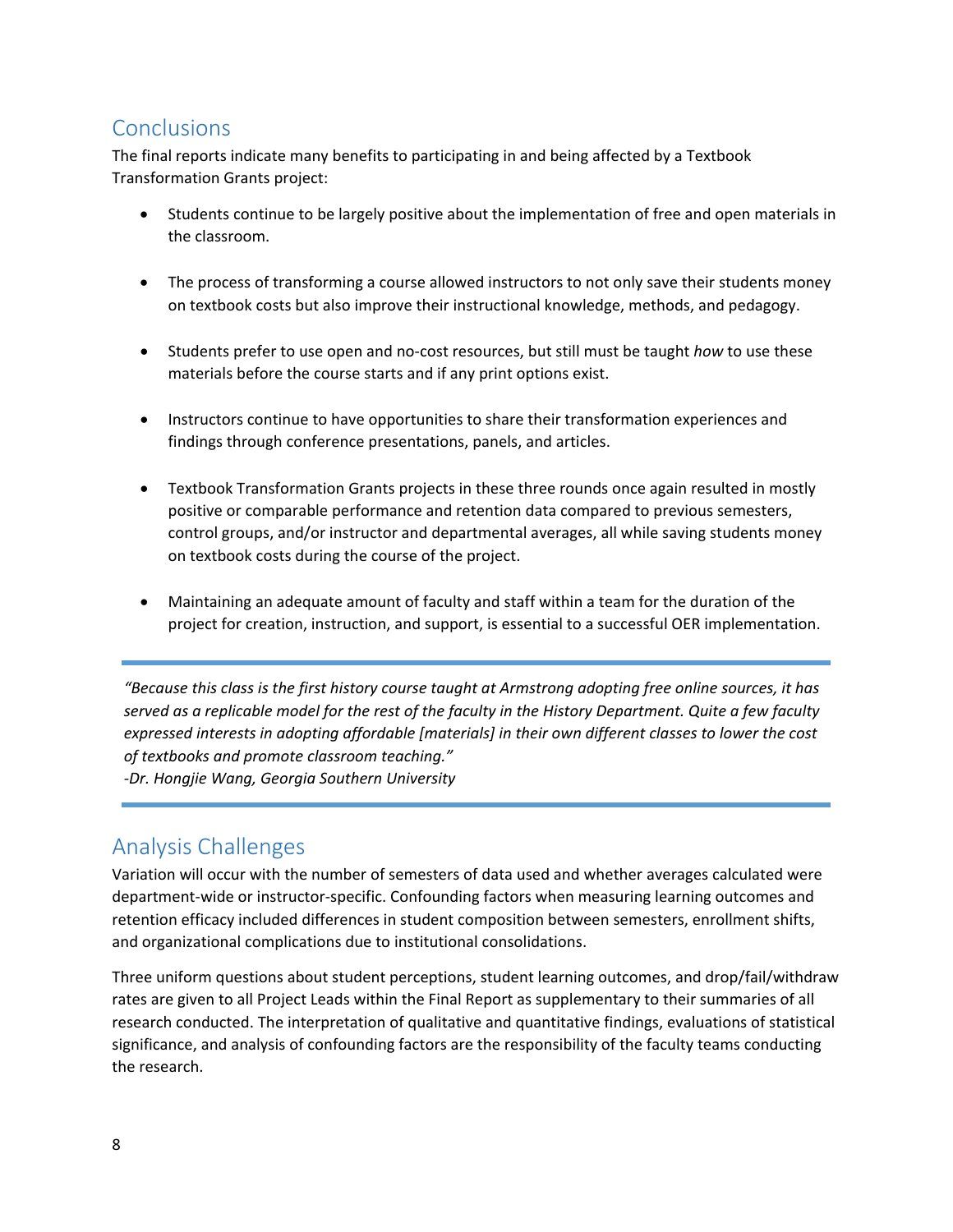## Conclusions

The final reports indicate many benefits to participating in and being affected by a Textbook Transformation Grants project:

- Students continue to be largely positive about the implementation of free and open materials in the classroom.

- The process of transforming a course allowed instructors to not only save their students money on textbook costs but also improve their instructional knowledge, methods, and pedagogy.

- Students prefer to use open and no-cost resources, but still must be taught *how* to use these materials before the course starts and if any print options exist.

- Instructors continue to have opportunities to share their transformation experiences and findings through conference presentations, panels, and articles.

- Textbook Transformation Grants projects in these three rounds once again resulted in mostly positive or comparable performance and retention data compared to previous semesters, control groups, and/or instructor and departmental averages, all while saving students money on textbook costs during the course of the project.

- Maintaining an adequate amount of faculty and staff within a team for the duration of the project for creation, instruction, and support, is essential to a successful OER implementation.

---

*"Because this class is the first history course taught at Armstrong adopting free online sources, it has served as a replicable model for the rest of the faculty in the History Department. Quite a few faculty expressed interests in adopting affordable [materials] in their own different classes to lower the cost of textbooks and promote classroom teaching."*
*-Dr. Hongjie Wang, Georgia Southern University*

---

## Analysis Challenges

Variation will occur with the number of semesters of data used and whether averages calculated were department-wide or instructor-specific. Confounding factors when measuring learning outcomes and retention efficacy included differences in student composition between semesters, enrollment shifts, and organizational complications due to institutional consolidations.

Three uniform questions about student perceptions, student learning outcomes, and drop/fail/withdraw rates are given to all Project Leads within the Final Report as supplementary to their summaries of all research conducted. The interpretation of qualitative and quantitative findings, evaluations of statistical significance, and analysis of confounding factors are the responsibility of the faculty teams conducting the research.